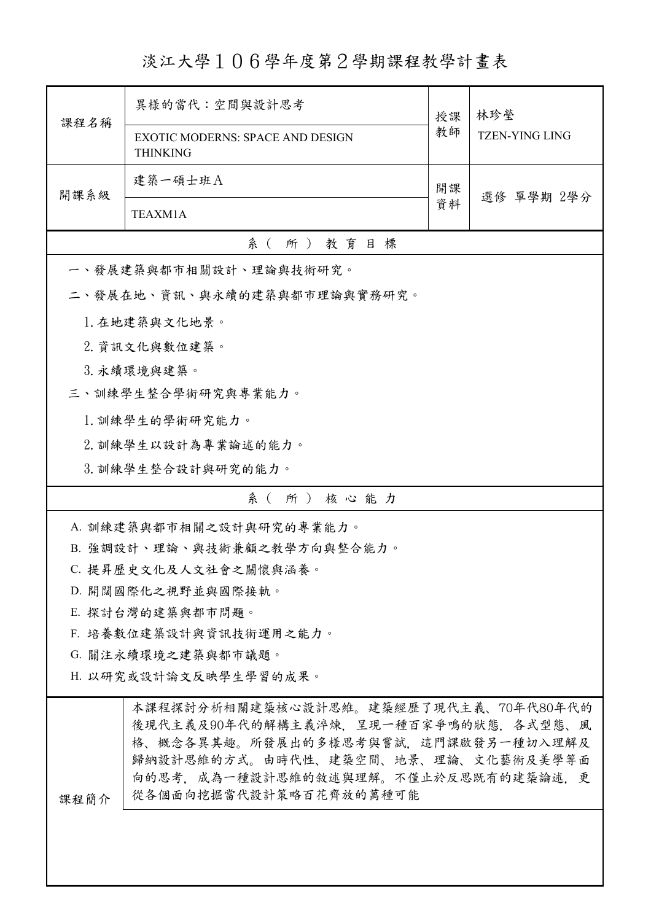# 淡江大學１０６學年度第２學期課程教學計畫表

| 課程名稱 | 異樣的當代：空間與設計思考<br>EXOTIC MODERNS: SPACE AND DESIGN THINKING | 授課教師 | 林珍瑩<br>TZEN-YING LING |
|---|---|---|---|
| 開課系級 | 建築一碩士班Ａ<br>TEAXM1A | 開課資料 | 選修 單學期 2學分 |

## 系（所）教育目標

一、發展建築與都市相關設計、理論與技術研究。

二、發展在地、資訊、與永續的建築與都市理論與實務研究。

1. 在地建築與文化地景。
2. 資訊文化與數位建築。
3. 永續環境與建築。

三、訓練學生整合學術研究與專業能力。

1. 訓練學生的學術研究能力。
2. 訓練學生以設計為專業論述的能力。
3. 訓練學生整合設計與研究的能力。

## 系（所）核心能力

A. 訓練建築與都市相關之設計與研究的專業能力。

B. 強調設計、理論、與技術兼顧之教學方向與整合能力。

C. 提昇歷史文化及人文社會之關懷與涵養。

D. 開闊國際化之視野並與國際接軌。

E. 探討台灣的建築與都市問題。

F. 培養數位建築設計與資訊技術運用之能力。

G. 關注永續環境之建築與都市議題。

H. 以研究或設計論文反映學生學習的成果。

| 課程簡介 | 本課程探討分析相關建築核心設計思維。建築經歷了現代主義、70年代80年代的後現代主義及90年代的解構主義淬煉，呈現一種百家爭鳴的狀態，各式型態、風格、概念各異其趣。所發展出的多樣思考與嘗試，這門課啟發另一種切入理解及歸納設計思維的方式。由時代性、建築空間、地景、理論、文化藝術及美學等面向的思考，成為一種設計思維的敘述與理解。不僅止於反思既有的建築論述，更從各個面向挖掘當代設計策略百花齊放的萬種可能 |
|---|---|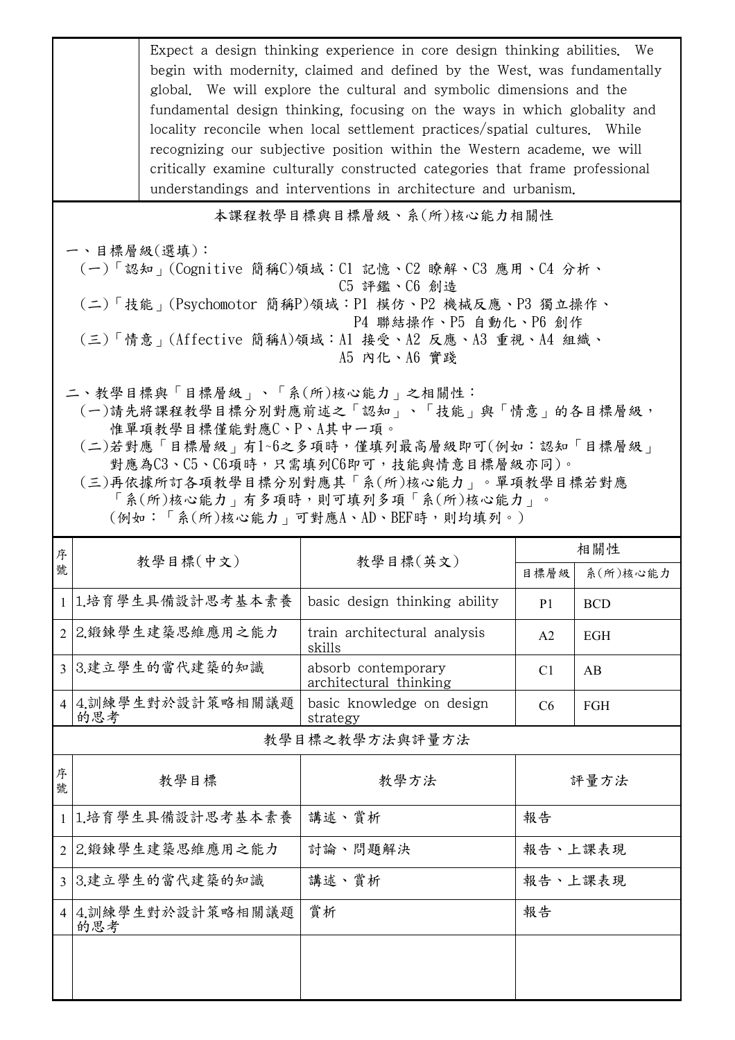| | Expect a design thinking experience in core design thinking abilities. We begin with modernity, claimed and defined by the West, was fundamentally global. We will explore the cultural and symbolic dimensions and the fundamental design thinking, focusing on the ways in which globality and locality reconcile when local settlement practices/spatial cultures. While recognizing our subjective position within the Western academe, we will critically examine culturally constructed categories that frame professional understandings and interventions in architecture and urbanism. |
|---|---|

## 本課程教學目標與目標層級、系(所)核心能力相關性

一、目標層級(選填)：
(一)「認知」(Cognitive 簡稱C)領域：C1 記憶、C2 瞭解、C3 應用、C4 分析、C5 評鑑、C6 創造
(二)「技能」(Psychomotor 簡稱P)領域：P1 模仿、P2 機械反應、P3 獨立操作、P4 聯結操作、P5 自動化、P6 創作
(三)「情意」(Affective 簡稱A)領域：A1 接受、A2 反應、A3 重視、A4 組織、A5 內化、A6 實踐

二、教學目標與「目標層級」、「系(所)核心能力」之相關性：
(一)請先將課程教學目標分別對應前述之「認知」、「技能」與「情意」的各目標層級，惟單項教學目標僅能對應C、P、A其中一項。
(二)若對應「目標層級」有1~6之多項時，僅填列最高層級即可(例如：認知「目標層級」對應為C3、C5、C6項時，只需填列C6即可，技能與情意目標層級亦同)。
(三)再依據所訂各項教學目標分別對應其「系(所)核心能力」。單項教學目標若對應「系(所)核心能力」有多項時，則可填列多項「系(所)核心能力」。
(例如：「系(所)核心能力」可對應A、AD、BEF時，則均填列。)

| 序號 | 教學目標(中文) | 教學目標(英文) | 相關性 | |
|---|---|---|---|---|
| | | | 目標層級 | 系(所)核心能力 |
| 1 | 1.培育學生具備設計思考基本素養 | basic design thinking ability | P1 | BCD |
| 2 | 2.鍛鍊學生建築思維應用之能力 | train architectural analysis skills | A2 | EGH |
| 3 | 3.建立學生的當代建築的知識 | absorb contemporary architectural thinking | C1 | AB |
| 4 | 4.訓練學生對於設計策略相關議題的思考 | basic knowledge on design strategy | C6 | FGH |

## 教學目標之教學方法與評量方法

| 序號 | 教學目標 | 教學方法 | 評量方法 |
|---|---|---|---|
| 1 | 1.培育學生具備設計思考基本素養 | 講述、賞析 | 報告 |
| 2 | 2.鍛鍊學生建築思維應用之能力 | 討論、問題解決 | 報告、上課表現 |
| 3 | 3.建立學生的當代建築的知識 | 講述、賞析 | 報告、上課表現 |
| 4 | 4.訓練學生對於設計策略相關議題的思考 | 賞析 | 報告 |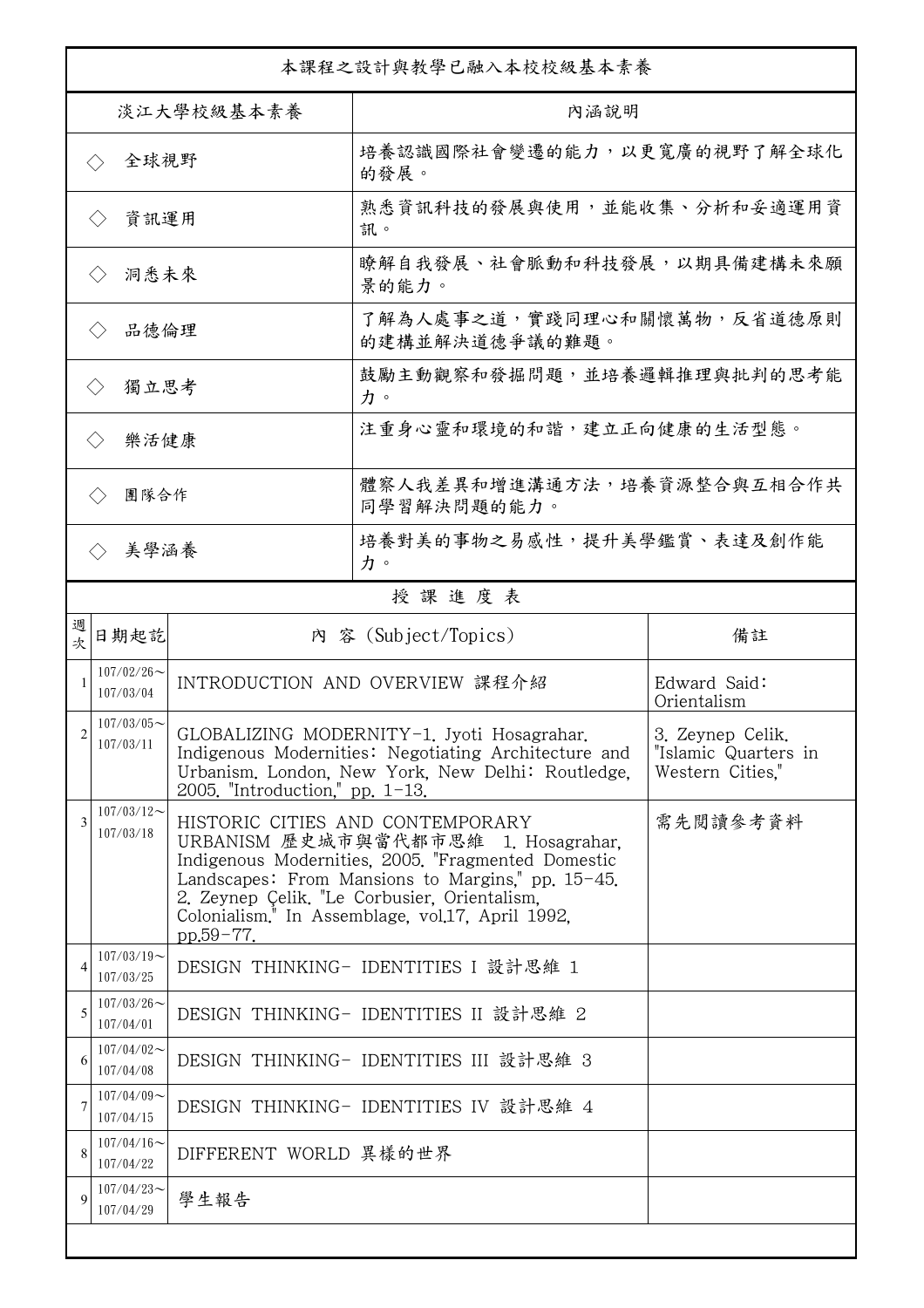| 本課程之設計與教學已融入本校校級基本素養 | |
|---|---|
| 淡江大學校級基本素養 | 內涵說明 |
| ◇ 全球視野 | 培養認識國際社會變遷的能力，以更寬廣的視野了解全球化的發展。 |
| ◇ 資訊運用 | 熟悉資訊科技的發展與使用，並能收集、分析和妥適運用資訊。 |
| ◇ 洞悉未來 | 瞭解自我發展、社會脈動和科技發展，以期具備建構未來願景的能力。 |
| ◇ 品德倫理 | 了解為人處事之道，實踐同理心和關懷萬物，反省道德原則的建構並解決道德爭議的難題。 |
| ◇ 獨立思考 | 鼓勵主動觀察和發掘問題，並培養邏輯推理與批判的思考能力。 |
| ◇ 樂活健康 | 注重身心靈和環境的和諧，建立正向健康的生活型態。 |
| ◇ 團隊合作 | 體察人我差異和增進溝通方法，培養資源整合與互相合作共同學習解決問題的能力。 |
| ◇ 美學涵養 | 培養對美的事物之易感性，提升美學鑑賞、表達及創作能力。 |

授 課 進 度 表

| 週次 | 日期起訖 | 內 容 (Subject/Topics) | 備註 |
|---|---|---|---|
| 1 | 107/02/26～107/03/04 | INTRODUCTION AND OVERVIEW 課程介紹 | Edward Said: Orientalism |
| 2 | 107/03/05～107/03/11 | GLOBALIZING MODERNITY-1. Jyoti Hosagrahar. Indigenous Modernities: Negotiating Architecture and Urbanism. London, New York, New Delhi: Routledge, 2005. "Introduction," pp. 1-13. | 3. Zeynep Celik. "Islamic Quarters in Western Cities," |
| 3 | 107/03/12～107/03/18 | HISTORIC CITIES AND CONTEMPORARY URBANISM 歷史城市與當代都市思維 1. Hosagrahar, Indigenous Modernities, 2005. "Fragmented Domestic Landscapes: From Mansions to Margins," pp. 15-45. 2. Zeynep Çelik. "Le Corbusier, Orientalism, Colonialism." In Assemblage, vol.17, April 1992, pp.59-77. | 需先閱讀參考資料 |
| 4 | 107/03/19～107/03/25 | DESIGN THINKING- IDENTITIES I 設計思維 1 | |
| 5 | 107/03/26～107/04/01 | DESIGN THINKING- IDENTITIES II 設計思維 2 | |
| 6 | 107/04/02～107/04/08 | DESIGN THINKING- IDENTITIES III 設計思維 3 | |
| 7 | 107/04/09～107/04/15 | DESIGN THINKING- IDENTITIES IV 設計思維 4 | |
| 8 | 107/04/16～107/04/22 | DIFFERENT WORLD 異樣的世界 | |
| 9 | 107/04/23～107/04/29 | 學生報告 | |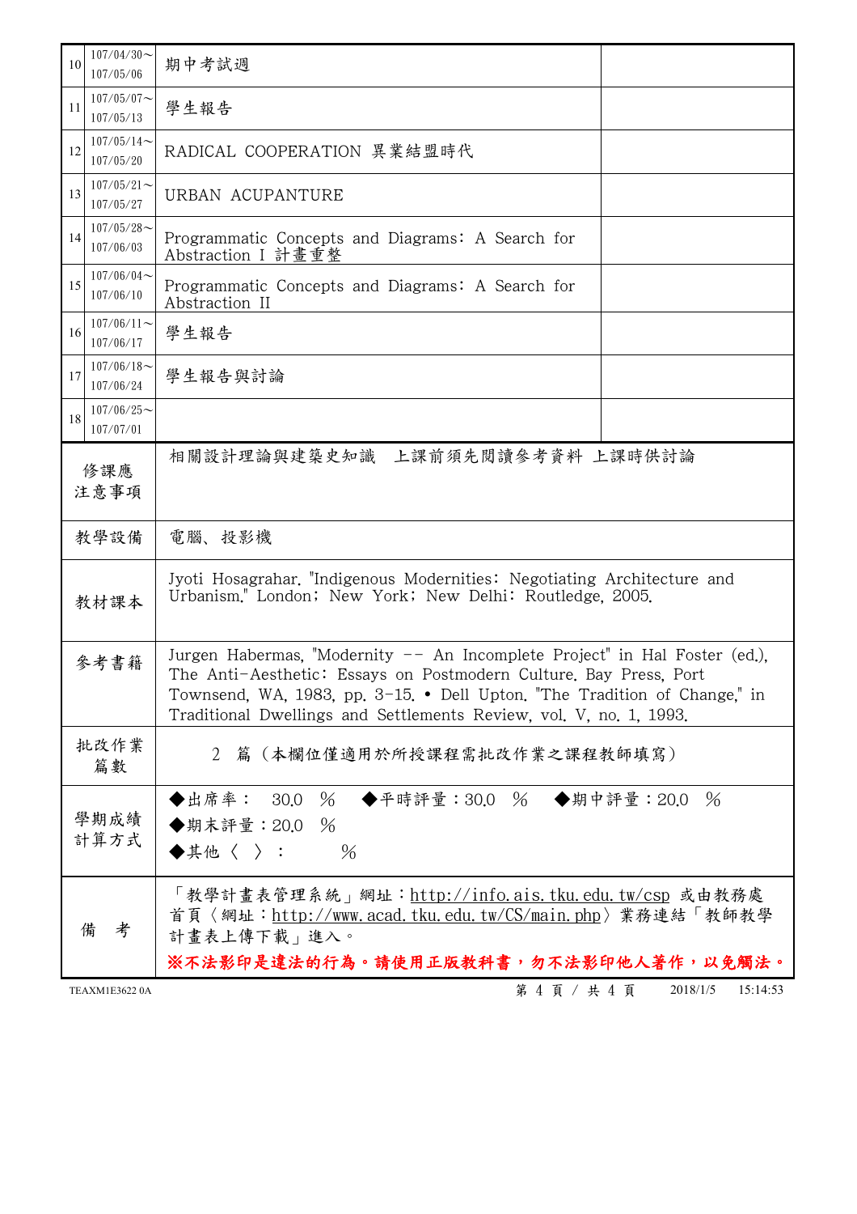| | | | |
|---|---|---|---|
| 10 | 107/04/30～<br>107/05/06 | 期中考試週 | |
| 11 | 107/05/07～<br>107/05/13 | 學生報告 | |
| 12 | 107/05/14～<br>107/05/20 | RADICAL COOPERATION 異業結盟時代 | |
| 13 | 107/05/21～<br>107/05/27 | URBAN ACUPANTURE | |
| 14 | 107/05/28～<br>107/06/03 | Programmatic Concepts and Diagrams: A Search for Abstraction I 計畫重整 | |
| 15 | 107/06/04～<br>107/06/10 | Programmatic Concepts and Diagrams: A Search for Abstraction II | |
| 16 | 107/06/11～<br>107/06/17 | 學生報告 | |
| 17 | 107/06/18～<br>107/06/24 | 學生報告與討論 | |
| 18 | 107/06/25～<br>107/07/01 | | |

| | |
|---|---|
| 修課應注意事項 | 相關設計理論與建築史知識　上課前須先閱讀參考資料 上課時供討論 |
| 教學設備 | 電腦、投影機 |
| 教材課本 | Jyoti Hosagrahar. "Indigenous Modernities: Negotiating Architecture and Urbanism." London; New York; New Delhi: Routledge, 2005. |
| 參考書籍 | Jurgen Habermas, "Modernity -- An Incomplete Project" in Hal Foster (ed.), The Anti-Aesthetic: Essays on Postmodern Culture. Bay Press, Port Townsend, WA, 1983, pp. 3-15. • Dell Upton. "The Tradition of Change," in Traditional Dwellings and Settlements Review, vol. V, no. 1, 1993. |
| 批改作業篇數 | 2 篇（本欄位僅適用於所授課程需批改作業之課程教師填寫） |
| 學期成績計算方式 | ◆出席率： 30.0 ％　◆平時評量：30.0 ％　◆期中評量：20.0 ％<br>◆期末評量：20.0 ％<br>◆其他〈 〉： ％ |
| 備　考 | 「教學計畫表管理系統」網址：http://info.ais.tku.edu.tw/csp 或由教務處首頁〈網址：http://www.acad.tku.edu.tw/CS/main.php〉業務連結「教師教學計畫表上傳下載」進入。<br>**※不法影印是違法的行為。請使用正版教科書，勿不法影印他人著作，以免觸法。** |

TEAXM1E3622 0A　　2018/1/5　15:14:53